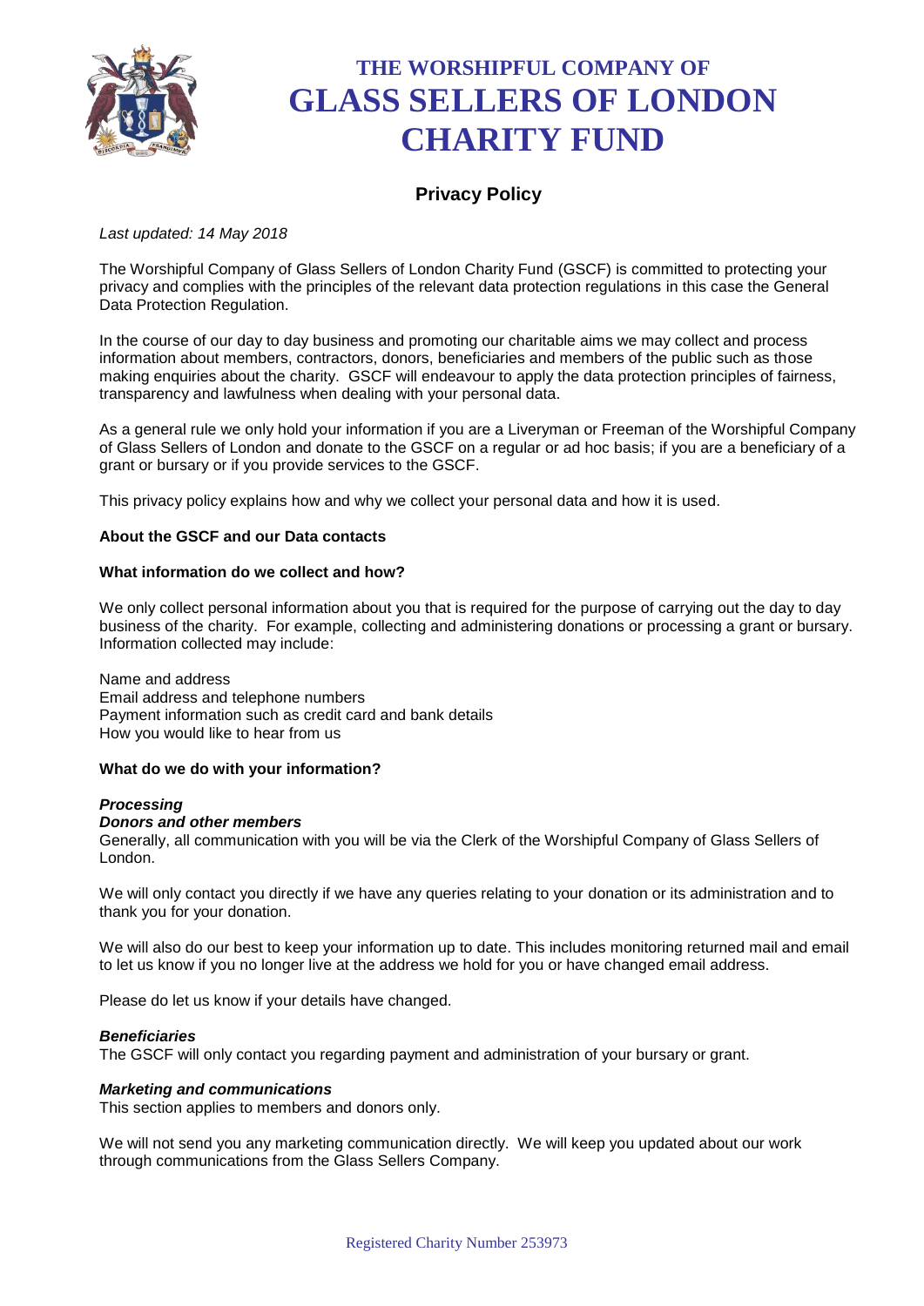# THE WORSHIPFUL COMPANY OF GLASS SELLERS OF LONDON CHARITY FUND

## Privacy Policy

*Last updated: 14 May 2018*

The Worshipful Company of Glass Sellers of London Charity Fund (GSCF) is committed to protecting your privacy and complies with the principles of the relevant data protection regulations in this case the General Data Protection Regulation.

In the course of our day to day business and promoting our charitable aims we may collect and process information about members, contractors, donors, beneficiaries and members of the public such as those making enquiries about the charity. GSCF will endeavour to apply the data protection principles of fairness, transparency and lawfulness when dealing with your personal data.

As a general rule we only hold your information if you are a Liveryman or Freeman of the Worshipful Company of Glass Sellers of London and donate to the GSCF on a regular or ad hoc basis; if you are a beneficiary of a grant or bursary or if you provide services to the GSCF.

This privacy policy explains how and why we collect your personal data and how it is used.

**About the GSCF and our Data contacts**

**What information do we collect and how?**

We only collect personal information about you that is required for the purpose of carrying out the day to day business of the charity. For example, collecting and administering donations or processing a grant or bursary. Information collected may include:

Name and address
Email address and telephone numbers
Payment information such as credit card and bank details
How you would like to hear from us

**What do we do with your information?**

***Processing***

***Donors and other members***

Generally, all communication with you will be via the Clerk of the Worshipful Company of Glass Sellers of London.

We will only contact you directly if we have any queries relating to your donation or its administration and to thank you for your donation.

We will also do our best to keep your information up to date. This includes monitoring returned mail and email to let us know if you no longer live at the address we hold for you or have changed email address.

Please do let us know if your details have changed.

***Beneficiaries***

The GSCF will only contact you regarding payment and administration of your bursary or grant.

***Marketing and communications***

This section applies to members and donors only.

We will not send you any marketing communication directly. We will keep you updated about our work through communications from the Glass Sellers Company.

Registered Charity Number 253973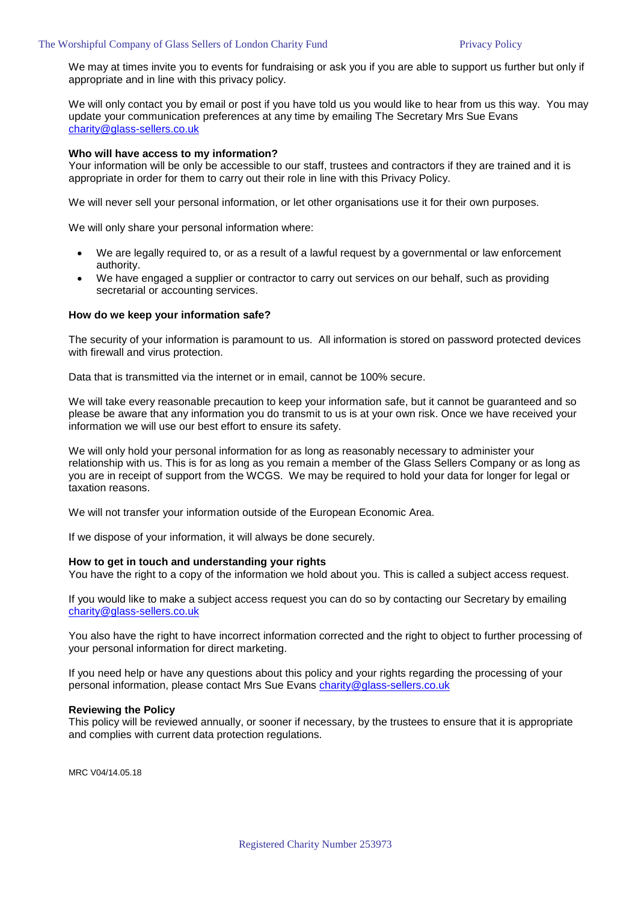We may at times invite you to events for fundraising or ask you if you are able to support us further but only if appropriate and in line with this privacy policy.

We will only contact you by email or post if you have told us you would like to hear from us this way. You may update your communication preferences at any time by emailing The Secretary Mrs Sue Evans charity@glass-sellers.co.uk

**Who will have access to my information?**

Your information will be only be accessible to our staff, trustees and contractors if they are trained and it is appropriate in order for them to carry out their role in line with this Privacy Policy.

We will never sell your personal information, or let other organisations use it for their own purposes.

We will only share your personal information where:

- We are legally required to, or as a result of a lawful request by a governmental or law enforcement authority.
- We have engaged a supplier or contractor to carry out services on our behalf, such as providing secretarial or accounting services.

**How do we keep your information safe?**

The security of your information is paramount to us. All information is stored on password protected devices with firewall and virus protection.

Data that is transmitted via the internet or in email, cannot be 100% secure.

We will take every reasonable precaution to keep your information safe, but it cannot be guaranteed and so please be aware that any information you do transmit to us is at your own risk. Once we have received your information we will use our best effort to ensure its safety.

We will only hold your personal information for as long as reasonably necessary to administer your relationship with us. This is for as long as you remain a member of the Glass Sellers Company or as long as you are in receipt of support from the WCGS. We may be required to hold your data for longer for legal or taxation reasons.

We will not transfer your information outside of the European Economic Area.

If we dispose of your information, it will always be done securely.

**How to get in touch and understanding your rights**

You have the right to a copy of the information we hold about you. This is called a subject access request.

If you would like to make a subject access request you can do so by contacting our Secretary by emailing charity@glass-sellers.co.uk

You also have the right to have incorrect information corrected and the right to object to further processing of your personal information for direct marketing.

If you need help or have any questions about this policy and your rights regarding the processing of your personal information, please contact Mrs Sue Evans charity@glass-sellers.co.uk

**Reviewing the Policy**

This policy will be reviewed annually, or sooner if necessary, by the trustees to ensure that it is appropriate and complies with current data protection regulations.

MRC V04/14.05.18